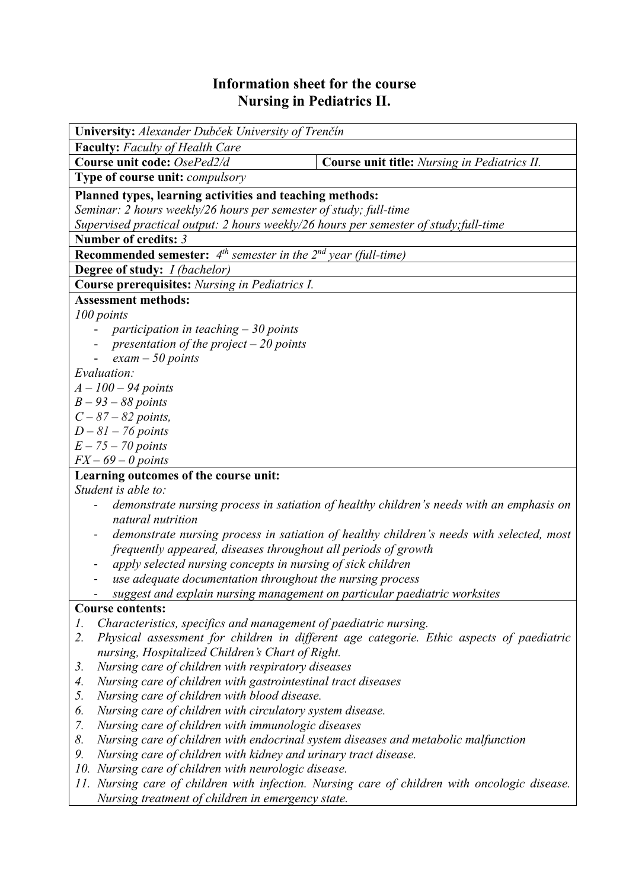# Information sheet for the course
# Nursing in Pediatrics II.

**University:** *Alexander Dubček University of Trenčín*

**Faculty:** *Faculty of Health Care*

**Course unit code:** *OsePed2/d* | **Course unit title:** *Nursing in Pediatrics II.*

**Type of course unit:** *compulsory*

**Planned types, learning activities and teaching methods:**
*Seminar: 2 hours weekly/26 hours per semester of study; full-time*
*Supervised practical output: 2 hours weekly/26 hours per semester of study;full-time*

**Number of credits:** *3*

**Recommended semester:** *4th semester in the 2nd year (full-time)*

**Degree of study:** *I (bachelor)*

**Course prerequisites:** *Nursing in Pediatrics I.*

**Assessment methods:**
*100 points*

- *participation in teaching – 30 points*
- *presentation of the project – 20 points*
- *exam – 50 points*

*Evaluation:*
*A – 100 – 94 points*
*B – 93 – 88 points*
*C – 87 – 82 points,*
*D – 81 – 76 points*
*E – 75 – 70 points*
*FX – 69 – 0 points*

**Learning outcomes of the course unit:**
*Student is able to:*

- *demonstrate nursing process in satiation of healthy children's needs with an emphasis on natural nutrition*
- *demonstrate nursing process in satiation of healthy children's needs with selected, most frequently appeared, diseases throughout all periods of growth*
- *apply selected nursing concepts in nursing of sick children*
- *use adequate documentation throughout the nursing process*
- *suggest and explain nursing management on particular paediatric worksites*

**Course contents:**

1. *Characteristics, specifics and management of paediatric nursing.*
2. *Physical assessment for children in different age categorie. Ethic aspects of paediatric nursing, Hospitalized Children's Chart of Right.*
3. *Nursing care of children with respiratory diseases*
4. *Nursing care of children with gastrointestinal tract diseases*
5. *Nursing care of children with blood disease.*
6. *Nursing care of children with circulatory system disease.*
7. *Nursing care of children with immunologic diseases*
8. *Nursing care of children with endocrinal system diseases and metabolic malfunction*
9. *Nursing care of children with kidney and urinary tract disease.*
10. *Nursing care of children with neurologic disease.*
11. *Nursing care of children with infection. Nursing care of children with oncologic disease. Nursing treatment of children in emergency state.*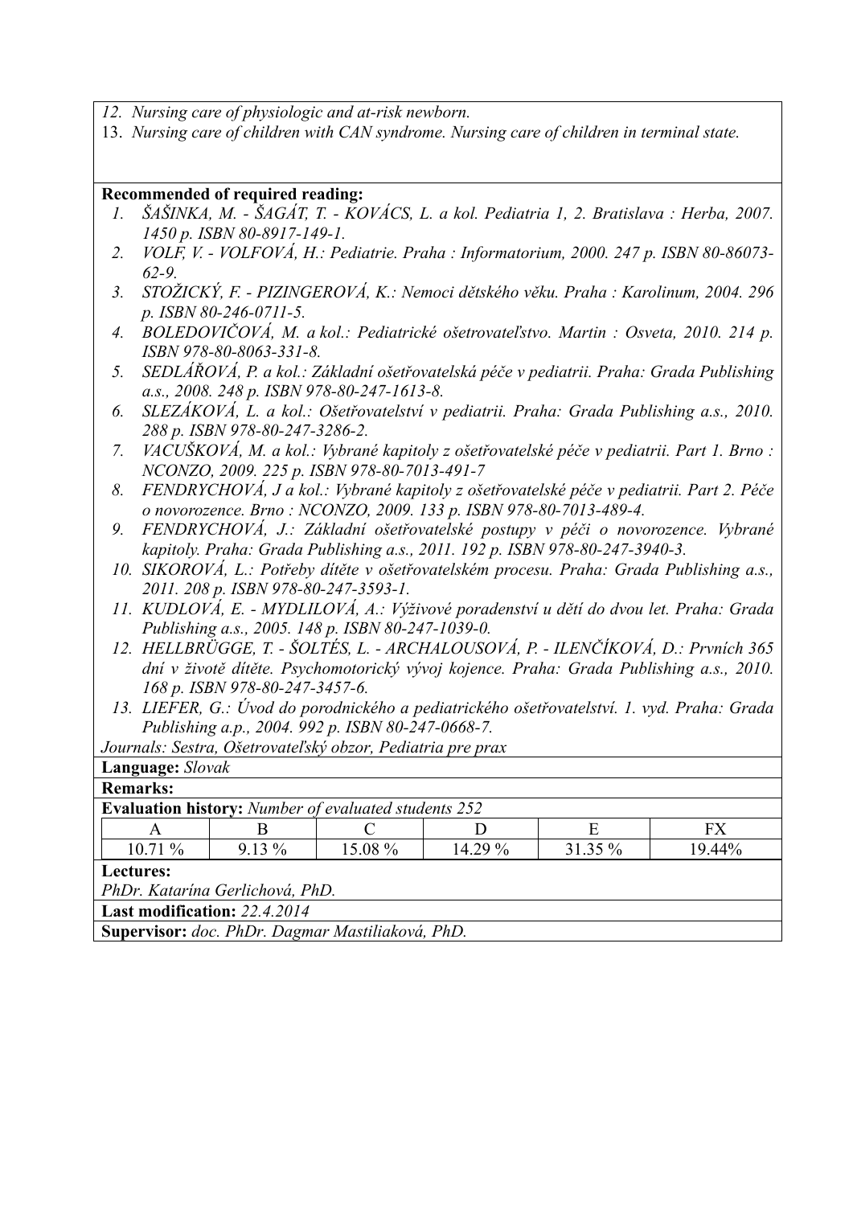12. *Nursing care of physiologic and at-risk newborn.*
13. *Nursing care of children with CAN syndrome. Nursing care of children in terminal state.*

**Recommended of required reading:**

1. *ŠAŠINKA, M. - ŠAGÁT, T. - KOVÁCS, L. a kol. Pediatria 1, 2. Bratislava : Herba, 2007. 1450 p. ISBN 80-8917-149-1.*
2. *VOLF, V. - VOLFOVÁ, H.: Pediatrie. Praha : Informatorium, 2000. 247 p. ISBN 80-86073-62-9.*
3. *STOŽICKÝ, F. - PIZINGEROVÁ, K.: Nemoci dětského věku. Praha : Karolinum, 2004. 296 p. ISBN 80-246-0711-5.*
4. *BOLEDOVIČOVÁ, M. a kol.: Pediatrické ošetrovateľstvo. Martin : Osveta, 2010. 214 p. ISBN 978-80-8063-331-8.*
5. *SEDLÁŘOVÁ, P. a kol.: Základní ošetřovatelská péče v pediatrii. Praha: Grada Publishing a.s., 2008. 248 p. ISBN 978-80-247-1613-8.*
6. *SLEZÁKOVÁ, L. a kol.: Ošetřovatelství v pediatrii. Praha: Grada Publishing a.s., 2010. 288 p. ISBN 978-80-247-3286-2.*
7. *VACUŠKOVÁ, M. a kol.: Vybrané kapitoly z ošetřovatelské péče v pediatrii. Part 1. Brno : NCONZO, 2009. 225 p. ISBN 978-80-7013-491-7*
8. *FENDRYCHOVÁ, J a kol.: Vybrané kapitoly z ošetřovatelské péče v pediatrii. Part 2. Péče o novorozence. Brno : NCONZO, 2009. 133 p. ISBN 978-80-7013-489-4.*
9. *FENDRYCHOVÁ, J.: Základní ošetřovatelské postupy v péči o novorozence. Vybrané kapitoly. Praha: Grada Publishing a.s., 2011. 192 p. ISBN 978-80-247-3940-3.*
10. *SIKOROVÁ, L.: Potřeby dítěte v ošetřovatelském procesu. Praha: Grada Publishing a.s., 2011. 208 p. ISBN 978-80-247-3593-1.*
11. *KUDLOVÁ, E. - MYDLILOVÁ, A.: Výživové poradenství u dětí do dvou let. Praha: Grada Publishing a.s., 2005. 148 p. ISBN 80-247-1039-0.*
12. *HELLBRÜGGE, T. - ŠOLTÉS, L. - ARCHALOUSOVÁ, P. - ILENČÍKOVÁ, D.: Prvních 365 dní v životě dítěte. Psychomotorický vývoj kojence. Praha: Grada Publishing a.s., 2010. 168 p. ISBN 978-80-247-3457-6.*
13. *LIEFER, G.: Úvod do porodnického a pediatrického ošetřovatelství. 1. vyd. Praha: Grada Publishing a.p., 2004. 992 p. ISBN 80-247-0668-7.*

*Journals: Sestra, Ošetrovateľský obzor, Pediatria pre prax*

**Language:** *Slovak*

**Remarks:**

**Evaluation history:** *Number of evaluated students 252*

| A | B | C | D | E | FX |
|---|---|---|---|---|---|
| 10.71 % | 9.13 % | 15.08 % | 14.29 % | 31.35 % | 19.44% |

**Lectures:**

*PhDr. Katarína Gerlichová, PhD.*

**Last modification:** *22.4.2014*

**Supervisor:** *doc. PhDr. Dagmar Mastiliaková, PhD.*